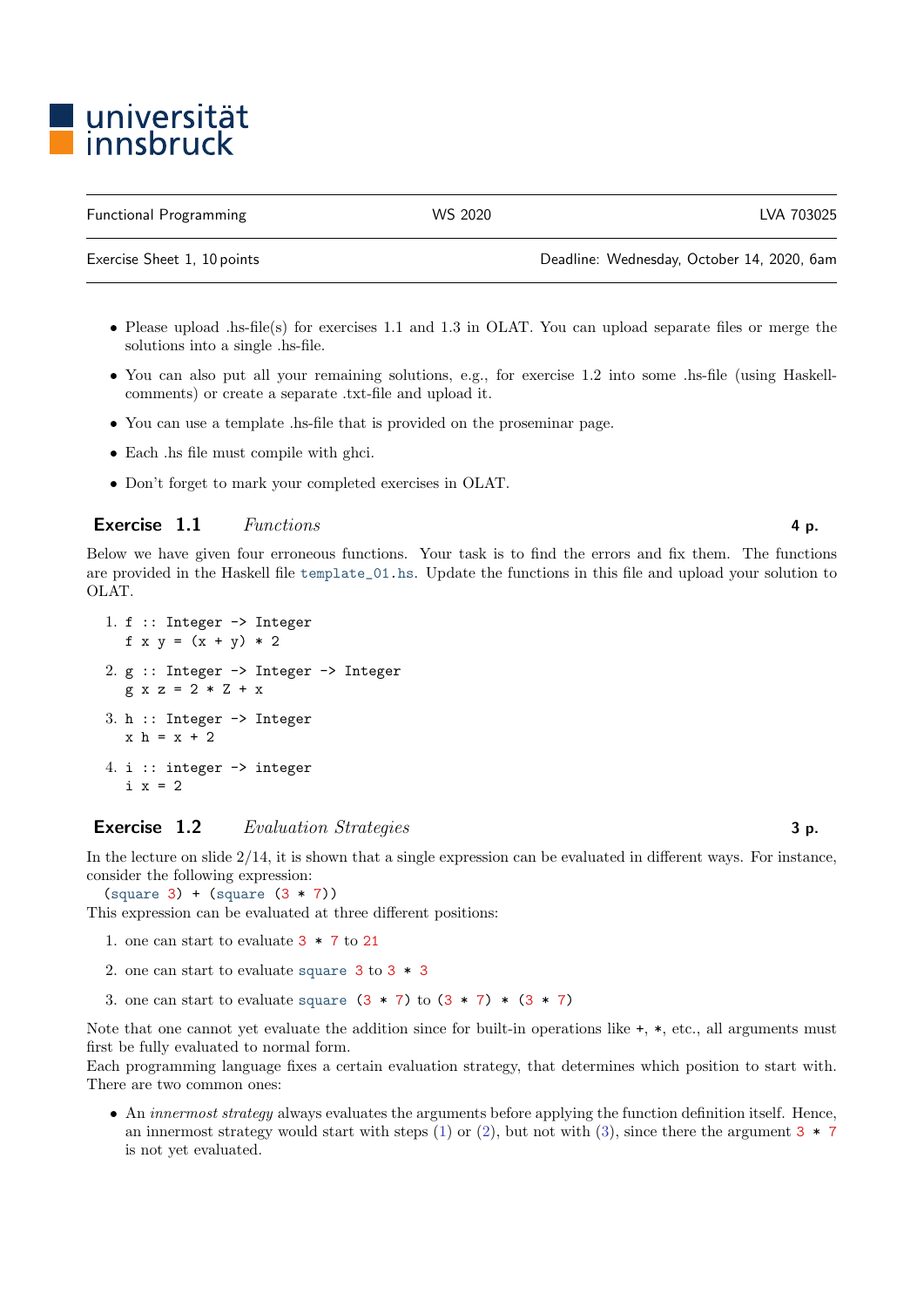universität innsbruck

| Functional Programming | WS 2020 | LVA 703025 |
|---|---|---|
| Exercise Sheet 1, 10 points | | Deadline: Wednesday, October 14, 2020, 6am |

- Please upload .hs-file(s) for exercises 1.1 and 1.3 in OLAT. You can upload separate files or merge the solutions into a single .hs-file.
- You can also put all your remaining solutions, e.g., for exercise 1.2 into some .hs-file (using Haskell-comments) or create a separate .txt-file and upload it.
- You can use a template .hs-file that is provided on the proseminar page.
- Each .hs file must compile with ghci.
- Don't forget to mark your completed exercises in OLAT.

## Exercise 1.1 *Functions* **4 p.**

Below we have given four erroneous functions. Your task is to find the errors and fix them. The functions are provided in the Haskell file `template_01.hs`. Update the functions in this file and upload your solution to OLAT.

1. ```
   f :: Integer -> Integer
   f x y = (x + y) * 2
   ```
2. ```
   g :: Integer -> Integer -> Integer
   g x z = 2 * Z + x
   ```
3. ```
   h :: Integer -> Integer
   x h = x + 2
   ```
4. ```
   i :: integer -> integer
   i x = 2
   ```

## Exercise 1.2 *Evaluation Strategies* **3 p.**

In the lecture on slide 2/14, it is shown that a single expression can be evaluated in different ways. For instance, consider the following expression:

```
(square 3) + (square (3 * 7))
```

This expression can be evaluated at three different positions:

1. one can start to evaluate `3 * 7` to `21`
2. one can start to evaluate `square 3` to `3 * 3`
3. one can start to evaluate `square (3 * 7)` to `(3 * 7) * (3 * 7)`

Note that one cannot yet evaluate the addition since for built-in operations like `+`, `*`, etc., all arguments must first be fully evaluated to normal form.

Each programming language fixes a certain evaluation strategy, that determines which position to start with. There are two common ones:

- An *innermost strategy* always evaluates the arguments before applying the function definition itself. Hence, an innermost strategy would start with steps (1) or (2), but not with (3), since there the argument `3 * 7` is not yet evaluated.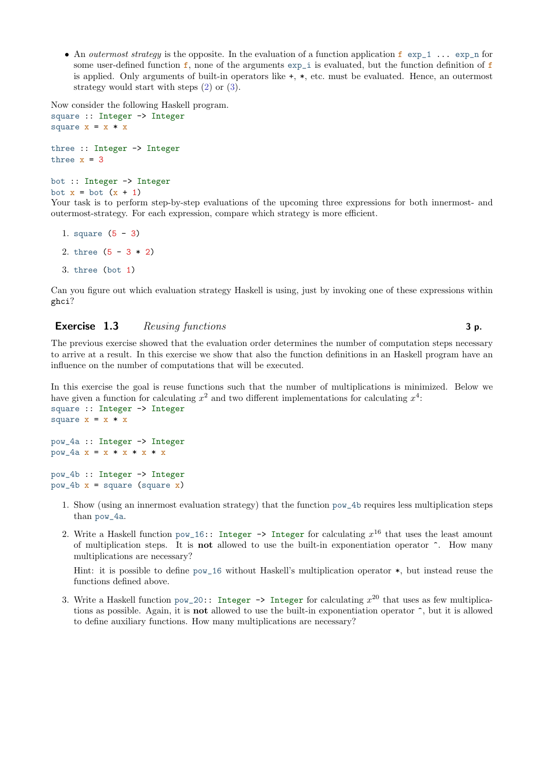- An *outermost strategy* is the opposite. In the evaluation of a function application `f exp_1 ... exp_n` for some user-defined function `f`, none of the arguments `exp_i` is evaluated, but the function definition of `f` is applied. Only arguments of built-in operators like `+`, `*`, etc. must be evaluated. Hence, an outermost strategy would start with steps (2) or (3).

Now consider the following Haskell program.

```
square :: Integer -> Integer
square x = x * x

three :: Integer -> Integer
three x = 3

bot :: Integer -> Integer
bot x = bot (x + 1)
```

Your task is to perform step-by-step evaluations of the upcoming three expressions for both innermost- and outermost-strategy. For each expression, compare which strategy is more efficient.

1. `square (5 - 3)`
2. `three (5 - 3 * 2)`
3. `three (bot 1)`

Can you figure out which evaluation strategy Haskell is using, just by invoking one of these expressions within `ghci`?

## Exercise 1.3 *Reusing functions* **3 p.**

The previous exercise showed that the evaluation order determines the number of computation steps necessary to arrive at a result. In this exercise we show that also the function definitions in an Haskell program have an influence on the number of computations that will be executed.

In this exercise the goal is reuse functions such that the number of multiplications is minimized. Below we have given a function for calculating $x^2$ and two different implementations for calculating $x^4$:

```
square :: Integer -> Integer
square x = x * x

pow_4a :: Integer -> Integer
pow_4a x = x * x * x * x

pow_4b :: Integer -> Integer
pow_4b x = square (square x)
```

1. Show (using an innermost evaluation strategy) that the function `pow_4b` requires less multiplication steps than `pow_4a`.
2. Write a Haskell function `pow_16:: Integer -> Integer` for calculating $x^{16}$ that uses the least amount of multiplication steps. It is **not** allowed to use the built-in exponentiation operator `^`. How many multiplications are necessary?

   Hint: it is possible to define `pow_16` without Haskell's multiplication operator `*`, but instead reuse the functions defined above.
3. Write a Haskell function `pow_20:: Integer -> Integer` for calculating $x^{20}$ that uses as few multiplications as possible. Again, it is **not** allowed to use the built-in exponentiation operator `^`, but it is allowed to define auxiliary functions. How many multiplications are necessary?